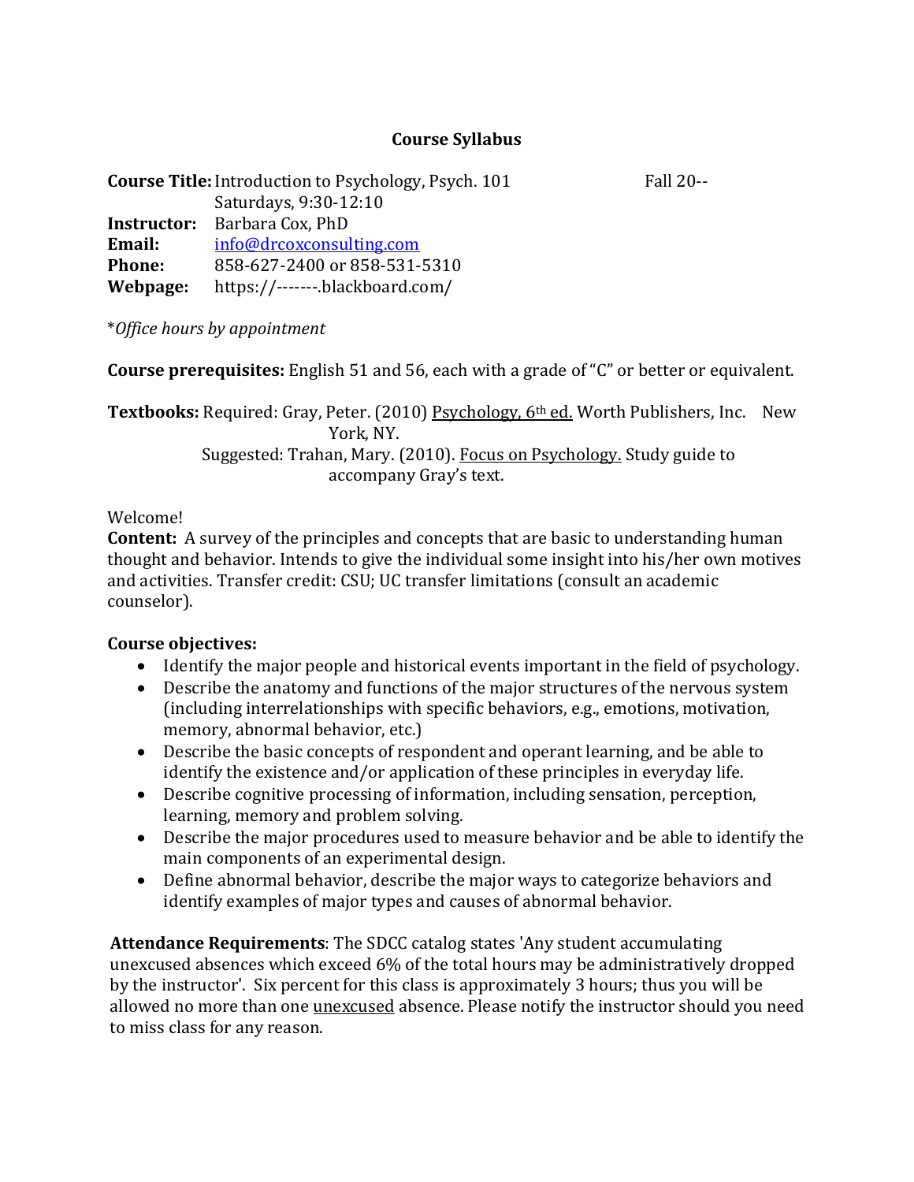# Course Syllabus

**Course Title:** Introduction to Psychology, Psych. 101 Fall 20--
Saturdays, 9:30-12:10

**Instructor:** Barbara Cox, PhD
**Email:** info@drcoxconsulting.com
**Phone:** 858-627-2400 or 858-531-5310
**Webpage:** https://-------.blackboard.com/

*\*Office hours by appointment*

**Course prerequisites:** English 51 and 56, each with a grade of "C" or better or equivalent.

**Textbooks:** Required: Gray, Peter. (2010) Psychology, 6th ed. Worth Publishers, Inc. New York, NY.
Suggested: Trahan, Mary. (2010). Focus on Psychology. Study guide to accompany Gray's text.

Welcome!

**Content:** A survey of the principles and concepts that are basic to understanding human thought and behavior. Intends to give the individual some insight into his/her own motives and activities. Transfer credit: CSU; UC transfer limitations (consult an academic counselor).

**Course objectives:**

- Identify the major people and historical events important in the field of psychology.
- Describe the anatomy and functions of the major structures of the nervous system (including interrelationships with specific behaviors, e.g., emotions, motivation, memory, abnormal behavior, etc.)
- Describe the basic concepts of respondent and operant learning, and be able to identify the existence and/or application of these principles in everyday life.
- Describe cognitive processing of information, including sensation, perception, learning, memory and problem solving.
- Describe the major procedures used to measure behavior and be able to identify the main components of an experimental design.
- Define abnormal behavior, describe the major ways to categorize behaviors and identify examples of major types and causes of abnormal behavior.

**Attendance Requirements**: The SDCC catalog states 'Any student accumulating unexcused absences which exceed 6% of the total hours may be administratively dropped by the instructor'. Six percent for this class is approximately 3 hours; thus you will be allowed no more than one unexcused absence. Please notify the instructor should you need to miss class for any reason.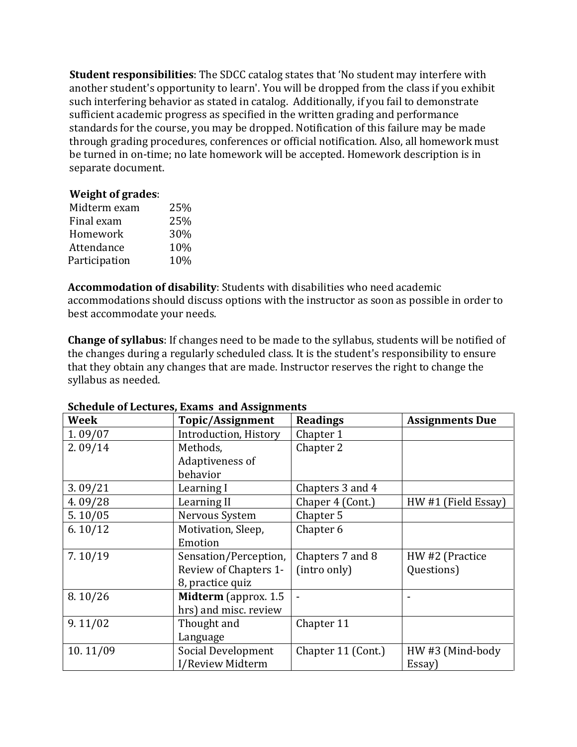**Student responsibilities**: The SDCC catalog states that 'No student may interfere with another student's opportunity to learn'. You will be dropped from the class if you exhibit such interfering behavior as stated in catalog. Additionally, if you fail to demonstrate sufficient academic progress as specified in the written grading and performance standards for the course, you may be dropped. Notification of this failure may be made through grading procedures, conferences or official notification. Also, all homework must be turned in on-time; no late homework will be accepted. Homework description is in separate document.

**Weight of grades**:

| | |
|---|---|
| Midterm exam | 25% |
| Final exam | 25% |
| Homework | 30% |
| Attendance | 10% |
| Participation | 10% |

**Accommodation of disability**: Students with disabilities who need academic accommodations should discuss options with the instructor as soon as possible in order to best accommodate your needs.

**Change of syllabus**: If changes need to be made to the syllabus, students will be notified of the changes during a regularly scheduled class. It is the student's responsibility to ensure that they obtain any changes that are made. Instructor reserves the right to change the syllabus as needed.

**Schedule of Lectures, Exams and Assignments**

| Week | Topic/Assignment | Readings | Assignments Due |
|---|---|---|---|
| 1. 09/07 | Introduction, History | Chapter 1 | |
| 2. 09/14 | Methods, Adaptiveness of behavior | Chapter 2 | |
| 3. 09/21 | Learning I | Chapters 3 and 4 | |
| 4. 09/28 | Learning II | Chaper 4 (Cont.) | HW #1 (Field Essay) |
| 5. 10/05 | Nervous System | Chapter 5 | |
| 6. 10/12 | Motivation, Sleep, Emotion | Chapter 6 | |
| 7. 10/19 | Sensation/Perception, Review of Chapters 1-8, practice quiz | Chapters 7 and 8 (intro only) | HW #2 (Practice Questions) |
| 8. 10/26 | **Midterm** (approx. 1.5 hrs) and misc. review | - | - |
| 9. 11/02 | Thought and Language | Chapter 11 | |
| 10. 11/09 | Social Development I/Review Midterm | Chapter 11 (Cont.) | HW #3 (Mind-body Essay) |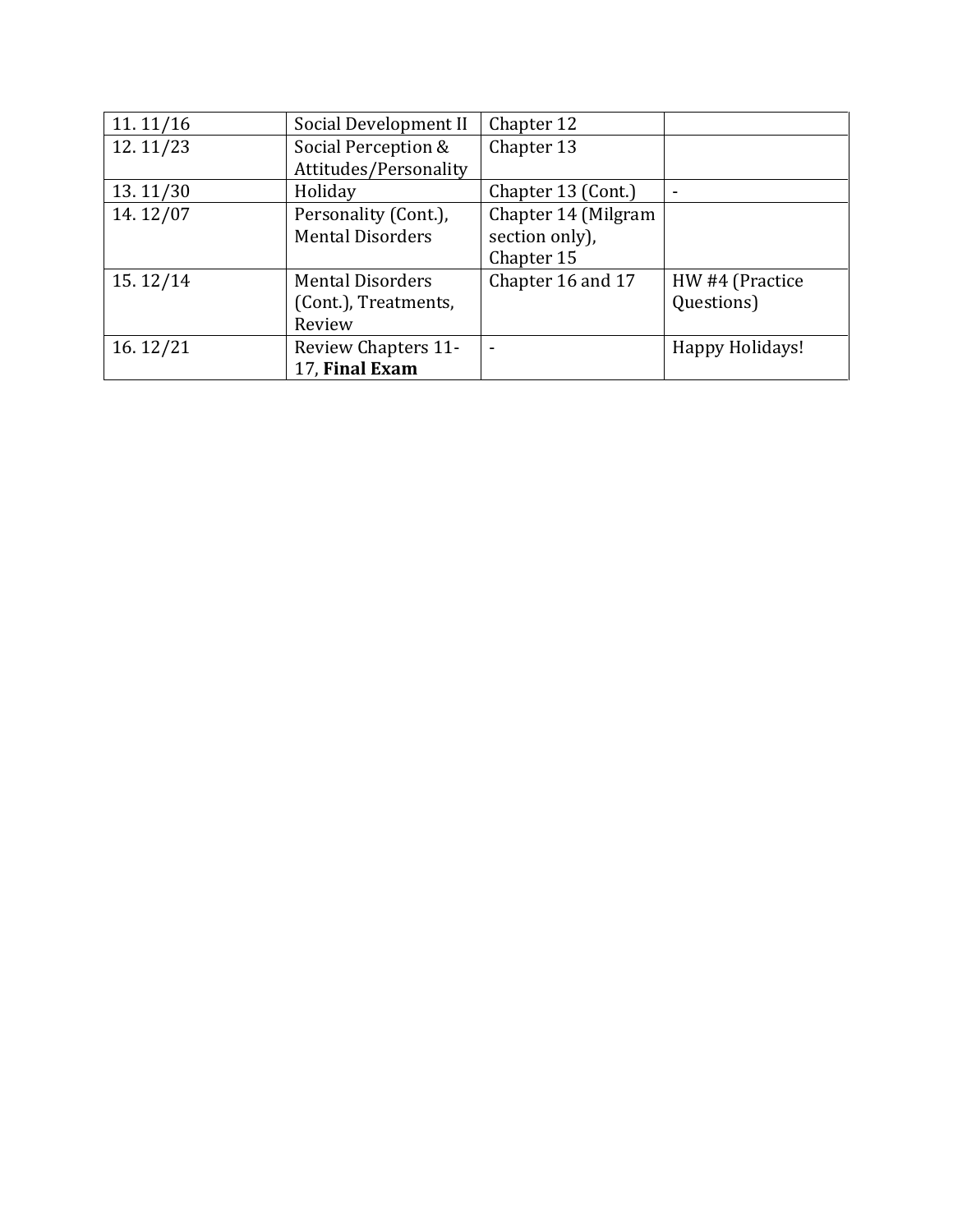| | | | |
|---|---|---|---|
| 11. 11/16 | Social Development II | Chapter 12 | |
| 12. 11/23 | Social Perception & Attitudes/Personality | Chapter 13 | |
| 13. 11/30 | Holiday | Chapter 13 (Cont.) | - |
| 14. 12/07 | Personality (Cont.), Mental Disorders | Chapter 14 (Milgram section only), Chapter 15 | |
| 15. 12/14 | Mental Disorders (Cont.), Treatments, Review | Chapter 16 and 17 | HW #4 (Practice Questions) |
| 16. 12/21 | Review Chapters 11-17, **Final Exam** | - | Happy Holidays! |